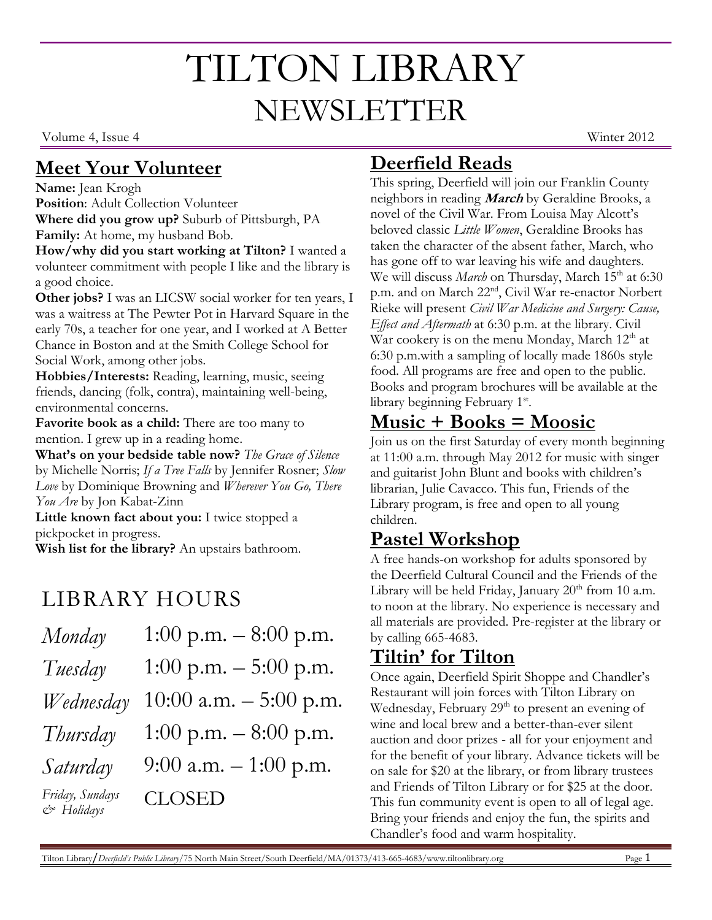# TILTON LIBRARY NEWSLETTER

Volume 4, Issue 4 — Winter 2012

## Meet Your Volunteer

**Name:** Jean Krogh
**Position**: Adult Collection Volunteer
**Where did you grow up?** Suburb of Pittsburgh, PA
**Family:** At home, my husband Bob.
**How/why did you start working at Tilton?** I wanted a volunteer commitment with people I like and the library is a good choice.
**Other jobs?** I was an LICSW social worker for ten years, I was a waitress at The Pewter Pot in Harvard Square in the early 70s, a teacher for one year, and I worked at A Better Chance in Boston and at the Smith College School for Social Work, among other jobs.
**Hobbies/Interests:** Reading, learning, music, seeing friends, dancing (folk, contra), maintaining well-being, environmental concerns.
**Favorite book as a child:** There are too many to mention. I grew up in a reading home.
**What's on your bedside table now?** *The Grace of Silence* by Michelle Norris; *If a Tree Falls* by Jennifer Rosner; *Slow Love* by Dominique Browning and *Wherever You Go, There You Are* by Jon Kabat-Zinn
**Little known fact about you:** I twice stopped a pickpocket in progress.
**Wish list for the library?** An upstairs bathroom.

## LIBRARY HOURS

| | |
|---|---|
| *Monday* | 1:00 p.m. – 8:00 p.m. |
| *Tuesday* | 1:00 p.m. – 5:00 p.m. |
| *Wednesday* | 10:00 a.m. – 5:00 p.m. |
| *Thursday* | 1:00 p.m. – 8:00 p.m. |
| *Saturday* | 9:00 a.m. – 1:00 p.m. |
| *Friday, Sundays & Holidays* | CLOSED |

## Deerfield Reads

This spring, Deerfield will join our Franklin County neighbors in reading ***March*** by Geraldine Brooks, a novel of the Civil War. From Louisa May Alcott's beloved classic *Little Women*, Geraldine Brooks has taken the character of the absent father, March, who has gone off to war leaving his wife and daughters. We will discuss *March* on Thursday, March 15th at 6:30 p.m. and on March 22nd, Civil War re-enactor Norbert Rieke will present *Civil War Medicine and Surgery: Cause, Effect and Aftermath* at 6:30 p.m. at the library. Civil War cookery is on the menu Monday, March 12th at 6:30 p.m.with a sampling of locally made 1860s style food. All programs are free and open to the public. Books and program brochures will be available at the library beginning February 1st.

## Music + Books = Moosic

Join us on the first Saturday of every month beginning at 11:00 a.m. through May 2012 for music with singer and guitarist John Blunt and books with children's librarian, Julie Cavacco. This fun, Friends of the Library program, is free and open to all young children.

## Pastel Workshop

A free hands-on workshop for adults sponsored by the Deerfield Cultural Council and the Friends of the Library will be held Friday, January 20th from 10 a.m. to noon at the library. No experience is necessary and all materials are provided. Pre-register at the library or by calling 665-4683.

## Tiltin' for Tilton

Once again, Deerfield Spirit Shoppe and Chandler's Restaurant will join forces with Tilton Library on Wednesday, February 29th to present an evening of wine and local brew and a better-than-ever silent auction and door prizes - all for your enjoyment and for the benefit of your library. Advance tickets will be on sale for $20 at the library, or from library trustees and Friends of Tilton Library or for $25 at the door. This fun community event is open to all of legal age. Bring your friends and enjoy the fun, the spirits and Chandler's food and warm hospitality.

Tilton Library/*Deerfield's Public Library*/75 North Main Street/South Deerfield/MA/01373/413-665-4683/www.tiltonlibrary.org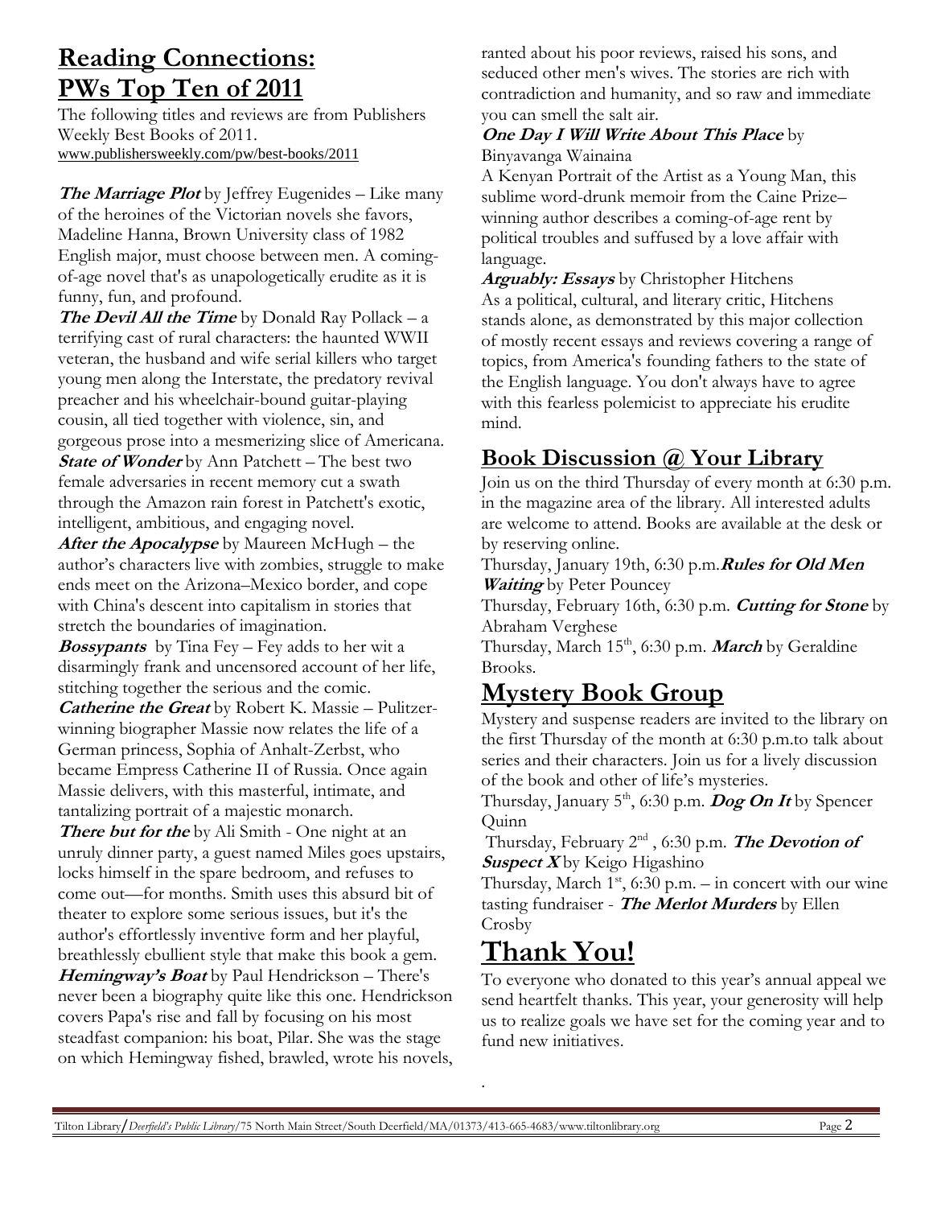## Reading Connections: PWs Top Ten of 2011

The following titles and reviews are from Publishers Weekly Best Books of 2011.
www.publishersweekly.com/pw/best-books/2011

***The Marriage Plot*** by Jeffrey Eugenides – Like many of the heroines of the Victorian novels she favors, Madeline Hanna, Brown University class of 1982 English major, must choose between men. A coming-of-age novel that's as unapologetically erudite as it is funny, fun, and profound.

***The Devil All the Time*** by Donald Ray Pollack – a terrifying cast of rural characters: the haunted WWII veteran, the husband and wife serial killers who target young men along the Interstate, the predatory revival preacher and his wheelchair-bound guitar-playing cousin, all tied together with violence, sin, and gorgeous prose into a mesmerizing slice of Americana.

***State of Wonder*** by Ann Patchett – The best two female adversaries in recent memory cut a swath through the Amazon rain forest in Patchett's exotic, intelligent, ambitious, and engaging novel.

***After the Apocalypse*** by Maureen McHugh – the author's characters live with zombies, struggle to make ends meet on the Arizona–Mexico border, and cope with China's descent into capitalism in stories that stretch the boundaries of imagination.

***Bossypants*** by Tina Fey – Fey adds to her wit a disarmingly frank and uncensored account of her life, stitching together the serious and the comic.

***Catherine the Great*** by Robert K. Massie – Pulitzer-winning biographer Massie now relates the life of a German princess, Sophia of Anhalt-Zerbst, who became Empress Catherine II of Russia. Once again Massie delivers, with this masterful, intimate, and tantalizing portrait of a majestic monarch.

***There but for the*** by Ali Smith - One night at an unruly dinner party, a guest named Miles goes upstairs, locks himself in the spare bedroom, and refuses to come out—for months. Smith uses this absurd bit of theater to explore some serious issues, but it's the author's effortlessly inventive form and her playful, breathlessly ebullient style that make this book a gem.

***Hemingway's Boat*** by Paul Hendrickson – There's never been a biography quite like this one. Hendrickson covers Papa's rise and fall by focusing on his most steadfast companion: his boat, Pilar. She was the stage on which Hemingway fished, brawled, wrote his novels, ranted about his poor reviews, raised his sons, and seduced other men's wives. The stories are rich with contradiction and humanity, and so raw and immediate you can smell the salt air.

***One Day I Will Write About This Place*** by Binyavanga Wainaina
A Kenyan Portrait of the Artist as a Young Man, this sublime word-drunk memoir from the Caine Prize–winning author describes a coming-of-age rent by political troubles and suffused by a love affair with language.

***Arguably: Essays*** by Christopher Hitchens
As a political, cultural, and literary critic, Hitchens stands alone, as demonstrated by this major collection of mostly recent essays and reviews covering a range of topics, from America's founding fathers to the state of the English language. You don't always have to agree with this fearless polemicist to appreciate his erudite mind.

## Book Discussion @ Your Library

Join us on the third Thursday of every month at 6:30 p.m. in the magazine area of the library. All interested adults are welcome to attend. Books are available at the desk or by reserving online.

Thursday, January 19th, 6:30 p.m. ***Rules for Old Men Waiting*** by Peter Pouncey

Thursday, February 16th, 6:30 p.m. ***Cutting for Stone*** by Abraham Verghese

Thursday, March 15th, 6:30 p.m. ***March*** by Geraldine Brooks.

## Mystery Book Group

Mystery and suspense readers are invited to the library on the first Thursday of the month at 6:30 p.m.to talk about series and their characters. Join us for a lively discussion of the book and other of life's mysteries.

Thursday, January 5th, 6:30 p.m. ***Dog On It*** by Spencer Quinn

Thursday, February 2nd, 6:30 p.m. ***The Devotion of Suspect X*** by Keigo Higashino

Thursday, March 1st, 6:30 p.m. – in concert with our wine tasting fundraiser - ***The Merlot Murders*** by Ellen Crosby

## Thank You!

To everyone who donated to this year's annual appeal we send heartfelt thanks. This year, your generosity will help us to realize goals we have set for the coming year and to fund new initiatives.